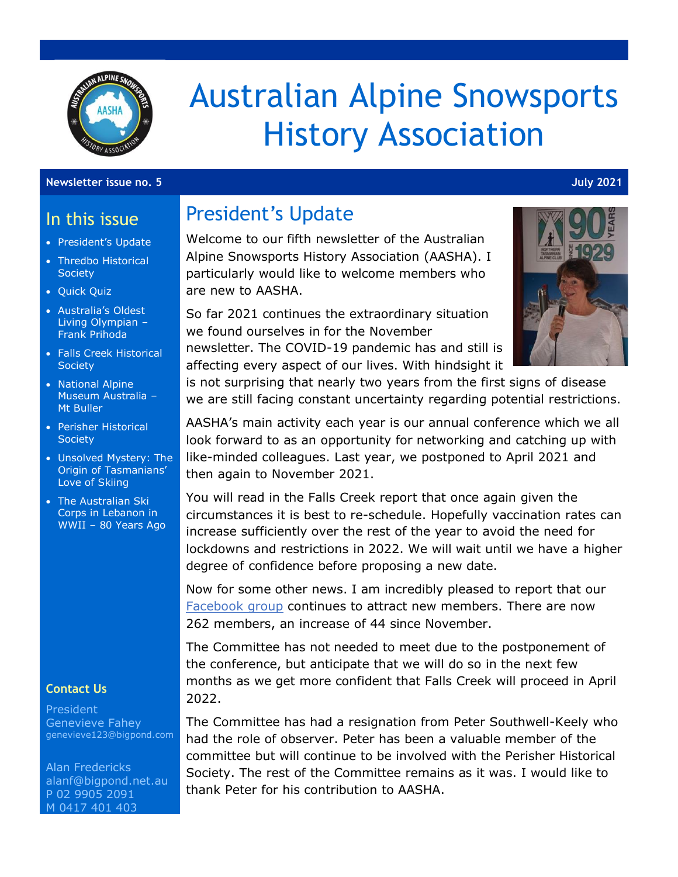# Australian Alpine Snowsports History Association

**Newsletter issue no. 5** **July 2021**

## In this issue

- President's Update
- Thredbo Historical Society
- Quick Quiz
- Australia's Oldest Living Olympian – Frank Prihoda
- Falls Creek Historical Society
- National Alpine Museum Australia – Mt Buller
- Perisher Historical Society
- Unsolved Mystery: The Origin of Tasmanians' Love of Skiing
- The Australian Ski Corps in Lebanon in WWII – 80 Years Ago

## President's Update

Welcome to our fifth newsletter of the Australian Alpine Snowsports History Association (AASHA). I particularly would like to welcome members who are new to AASHA.

So far 2021 continues the extraordinary situation we found ourselves in for the November newsletter. The COVID-19 pandemic has and still is affecting every aspect of our lives. With hindsight it is not surprising that nearly two years from the first signs of disease we are still facing constant uncertainty regarding potential restrictions.

AASHA's main activity each year is our annual conference which we all look forward to as an opportunity for networking and catching up with like-minded colleagues. Last year, we postponed to April 2021 and then again to November 2021.

You will read in the Falls Creek report that once again given the circumstances it is best to re-schedule. Hopefully vaccination rates can increase sufficiently over the rest of the year to avoid the need for lockdowns and restrictions in 2022. We will wait until we have a higher degree of confidence before proposing a new date.

Now for some other news. I am incredibly pleased to report that our [Facebook group](#) continues to attract new members. There are now 262 members, an increase of 44 since November.

The Committee has not needed to meet due to the postponement of the conference, but anticipate that we will do so in the next few months as we get more confident that Falls Creek will proceed in April 2022.

The Committee has had a resignation from Peter Southwell-Keely who had the role of observer. Peter has been a valuable member of the committee but will continue to be involved with the Perisher Historical Society. The rest of the Committee remains as it was. I would like to thank Peter for his contribution to AASHA.

### Contact Us

President
Genevieve Fahey
genevieve123@bigpond.com

Alan Fredericks
alanf@bigpond.net.au
P 02 9905 2091
M 0417 401 403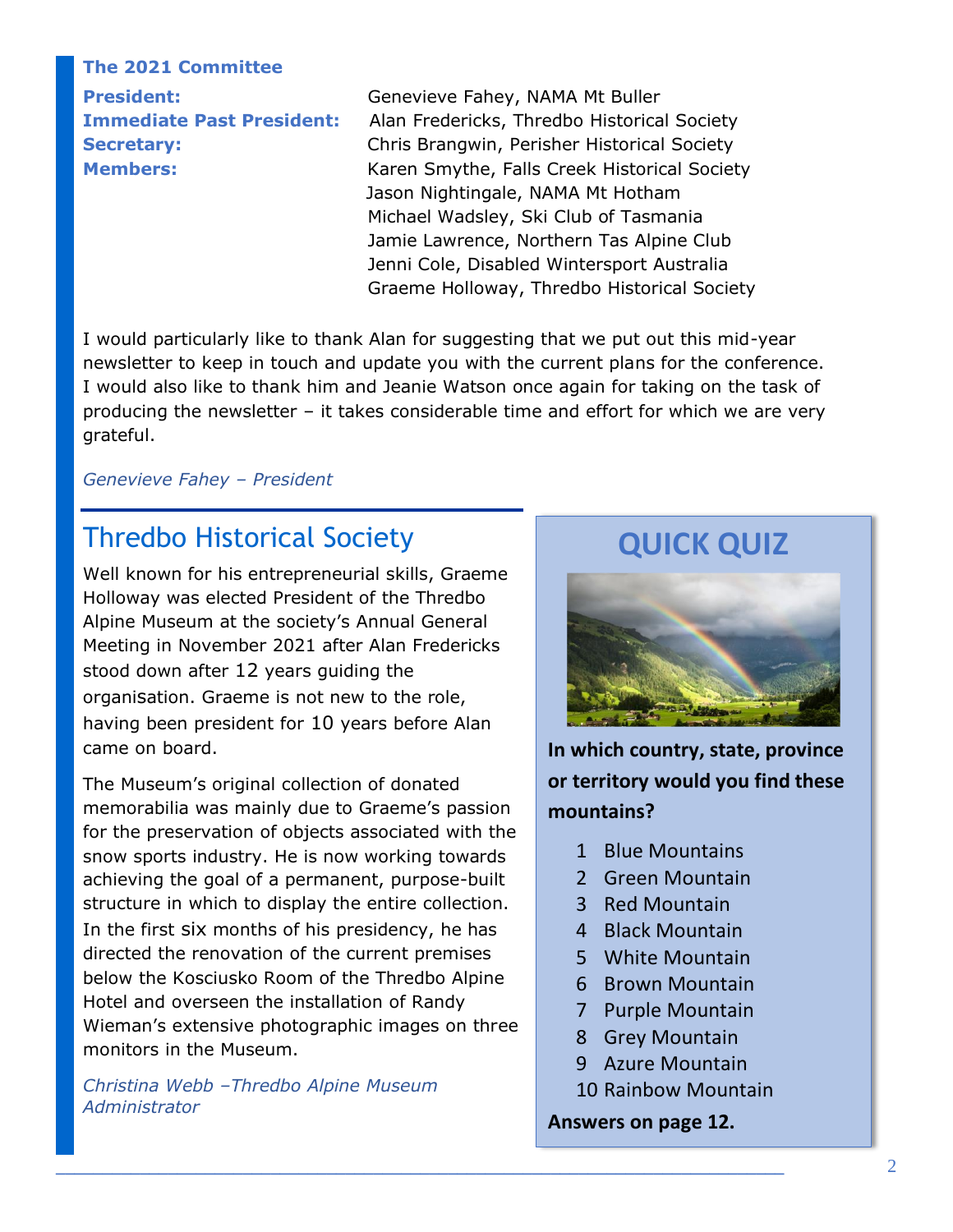### The 2021 Committee

| | |
|---|---|
| **President:** | Genevieve Fahey, NAMA Mt Buller |
| **Immediate Past President:** | Alan Fredericks, Thredbo Historical Society |
| **Secretary:** | Chris Brangwin, Perisher Historical Society |
| **Members:** | Karen Smythe, Falls Creek Historical Society |
| | Jason Nightingale, NAMA Mt Hotham |
| | Michael Wadsley, Ski Club of Tasmania |
| | Jamie Lawrence, Northern Tas Alpine Club |
| | Jenni Cole, Disabled Wintersport Australia |
| | Graeme Holloway, Thredbo Historical Society |

I would particularly like to thank Alan for suggesting that we put out this mid-year newsletter to keep in touch and update you with the current plans for the conference. I would also like to thank him and Jeanie Watson once again for taking on the task of producing the newsletter – it takes considerable time and effort for which we are very grateful.

*Genevieve Fahey – President*

## Thredbo Historical Society

Well known for his entrepreneurial skills, Graeme Holloway was elected President of the Thredbo Alpine Museum at the society's Annual General Meeting in November 2021 after Alan Fredericks stood down after 12 years guiding the organisation. Graeme is not new to the role, having been president for 10 years before Alan came on board.

The Museum's original collection of donated memorabilia was mainly due to Graeme's passion for the preservation of objects associated with the snow sports industry. He is now working towards achieving the goal of a permanent, purpose-built structure in which to display the entire collection. In the first six months of his presidency, he has directed the renovation of the current premises below the Kosciusko Room of the Thredbo Alpine Hotel and overseen the installation of Randy Wieman's extensive photographic images on three monitors in the Museum.

*Christina Webb –Thredbo Alpine Museum Administrator*

## QUICK QUIZ

**In which country, state, province or territory would you find these mountains?**

1. Blue Mountains
2. Green Mountain
3. Red Mountain
4. Black Mountain
5. White Mountain
6. Brown Mountain
7. Purple Mountain
8. Grey Mountain
9. Azure Mountain
10. Rainbow Mountain

**Answers on page 12.**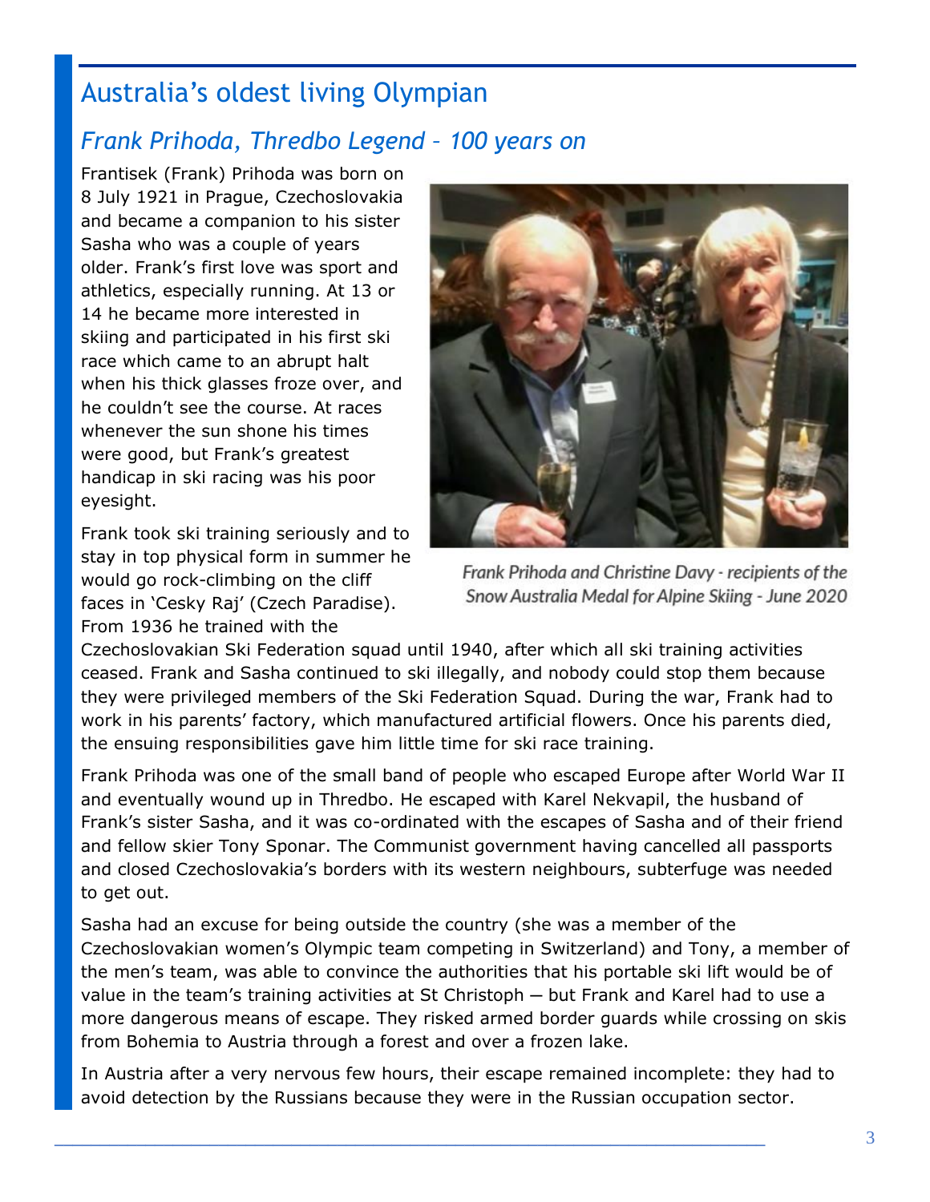# Australia's oldest living Olympian

## *Frank Prihoda, Thredbo Legend – 100 years on*

Frantisek (Frank) Prihoda was born on 8 July 1921 in Prague, Czechoslovakia and became a companion to his sister Sasha who was a couple of years older. Frank's first love was sport and athletics, especially running. At 13 or 14 he became more interested in skiing and participated in his first ski race which came to an abrupt halt when his thick glasses froze over, and he couldn't see the course. At races whenever the sun shone his times were good, but Frank's greatest handicap in ski racing was his poor eyesight.

*Frank Prihoda and Christine Davy - recipients of the Snow Australia Medal for Alpine Skiing - June 2020*

Frank took ski training seriously and to stay in top physical form in summer he would go rock-climbing on the cliff faces in 'Cesky Raj' (Czech Paradise). From 1936 he trained with the Czechoslovakian Ski Federation squad until 1940, after which all ski training activities ceased. Frank and Sasha continued to ski illegally, and nobody could stop them because they were privileged members of the Ski Federation Squad. During the war, Frank had to work in his parents' factory, which manufactured artificial flowers. Once his parents died, the ensuing responsibilities gave him little time for ski race training.

Frank Prihoda was one of the small band of people who escaped Europe after World War II and eventually wound up in Thredbo. He escaped with Karel Nekvapil, the husband of Frank's sister Sasha, and it was co-ordinated with the escapes of Sasha and of their friend and fellow skier Tony Sponar. The Communist government having cancelled all passports and closed Czechoslovakia's borders with its western neighbours, subterfuge was needed to get out.

Sasha had an excuse for being outside the country (she was a member of the Czechoslovakian women's Olympic team competing in Switzerland) and Tony, a member of the men's team, was able to convince the authorities that his portable ski lift would be of value in the team's training activities at St Christoph — but Frank and Karel had to use a more dangerous means of escape. They risked armed border guards while crossing on skis from Bohemia to Austria through a forest and over a frozen lake.

In Austria after a very nervous few hours, their escape remained incomplete: they had to avoid detection by the Russians because they were in the Russian occupation sector.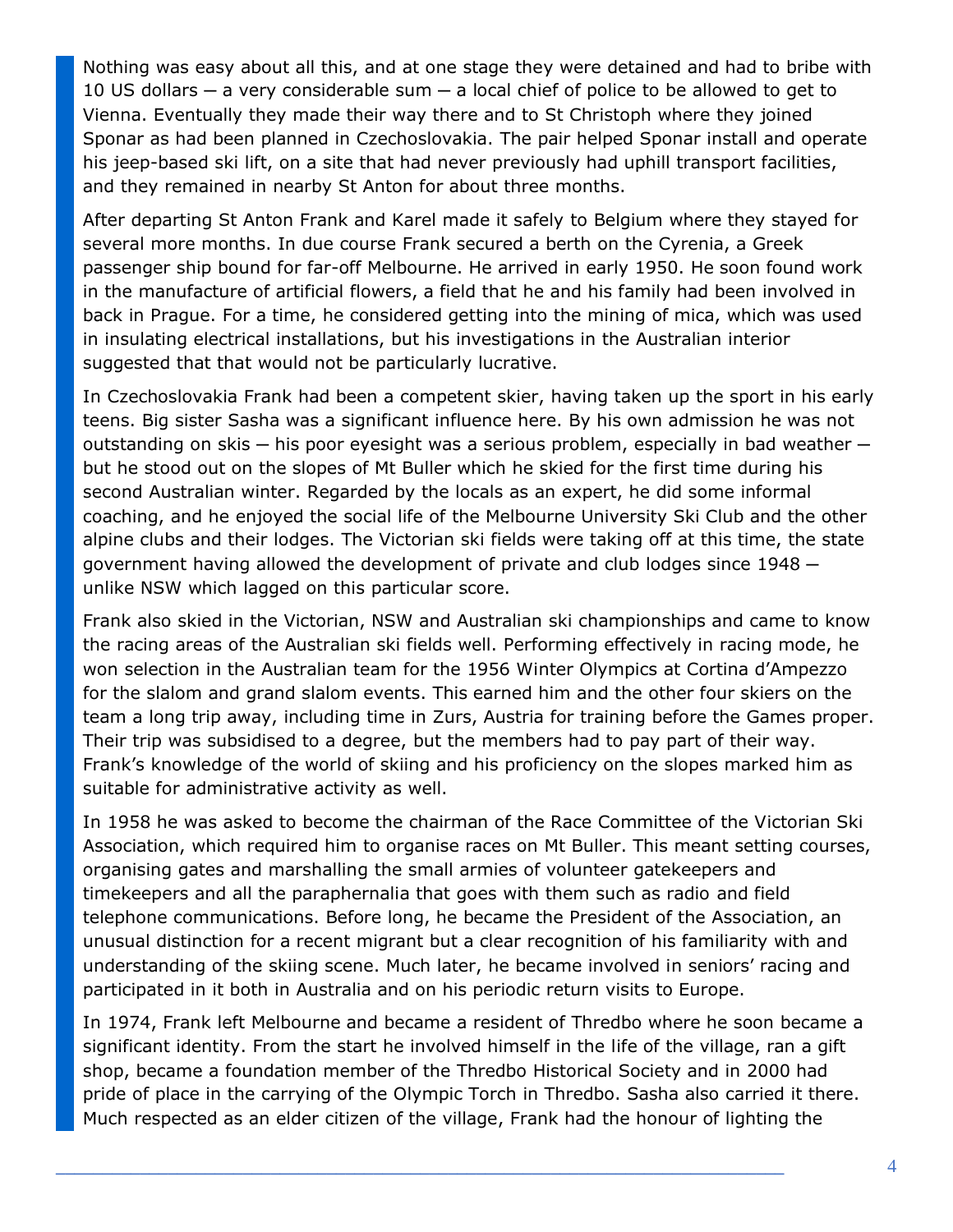Nothing was easy about all this, and at one stage they were detained and had to bribe with 10 US dollars ─ a very considerable sum ─ a local chief of police to be allowed to get to Vienna. Eventually they made their way there and to St Christoph where they joined Sponar as had been planned in Czechoslovakia. The pair helped Sponar install and operate his jeep-based ski lift, on a site that had never previously had uphill transport facilities, and they remained in nearby St Anton for about three months.

After departing St Anton Frank and Karel made it safely to Belgium where they stayed for several more months. In due course Frank secured a berth on the Cyrenia, a Greek passenger ship bound for far-off Melbourne. He arrived in early 1950. He soon found work in the manufacture of artificial flowers, a field that he and his family had been involved in back in Prague. For a time, he considered getting into the mining of mica, which was used in insulating electrical installations, but his investigations in the Australian interior suggested that that would not be particularly lucrative.

In Czechoslovakia Frank had been a competent skier, having taken up the sport in his early teens. Big sister Sasha was a significant influence here. By his own admission he was not outstanding on skis ─ his poor eyesight was a serious problem, especially in bad weather ─ but he stood out on the slopes of Mt Buller which he skied for the first time during his second Australian winter. Regarded by the locals as an expert, he did some informal coaching, and he enjoyed the social life of the Melbourne University Ski Club and the other alpine clubs and their lodges. The Victorian ski fields were taking off at this time, the state government having allowed the development of private and club lodges since 1948 ─ unlike NSW which lagged on this particular score.

Frank also skied in the Victorian, NSW and Australian ski championships and came to know the racing areas of the Australian ski fields well. Performing effectively in racing mode, he won selection in the Australian team for the 1956 Winter Olympics at Cortina d'Ampezzo for the slalom and grand slalom events. This earned him and the other four skiers on the team a long trip away, including time in Zurs, Austria for training before the Games proper. Their trip was subsidised to a degree, but the members had to pay part of their way. Frank's knowledge of the world of skiing and his proficiency on the slopes marked him as suitable for administrative activity as well.

In 1958 he was asked to become the chairman of the Race Committee of the Victorian Ski Association, which required him to organise races on Mt Buller. This meant setting courses, organising gates and marshalling the small armies of volunteer gatekeepers and timekeepers and all the paraphernalia that goes with them such as radio and field telephone communications. Before long, he became the President of the Association, an unusual distinction for a recent migrant but a clear recognition of his familiarity with and understanding of the skiing scene. Much later, he became involved in seniors' racing and participated in it both in Australia and on his periodic return visits to Europe.

In 1974, Frank left Melbourne and became a resident of Thredbo where he soon became a significant identity. From the start he involved himself in the life of the village, ran a gift shop, became a foundation member of the Thredbo Historical Society and in 2000 had pride of place in the carrying of the Olympic Torch in Thredbo. Sasha also carried it there. Much respected as an elder citizen of the village, Frank had the honour of lighting the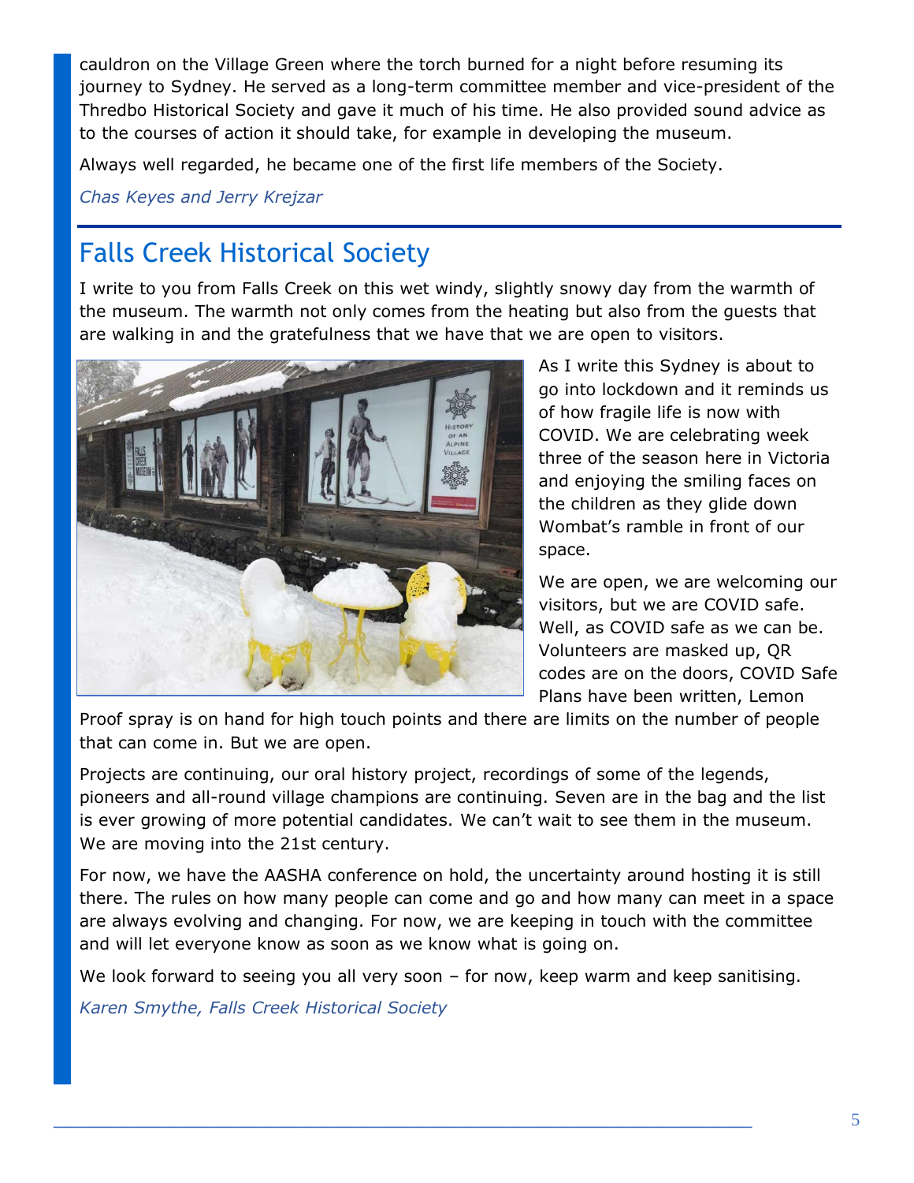cauldron on the Village Green where the torch burned for a night before resuming its journey to Sydney. He served as a long-term committee member and vice-president of the Thredbo Historical Society and gave it much of his time. He also provided sound advice as to the courses of action it should take, for example in developing the museum.

Always well regarded, he became one of the first life members of the Society.

*Chas Keyes and Jerry Krejzar*

## Falls Creek Historical Society

I write to you from Falls Creek on this wet windy, slightly snowy day from the warmth of the museum. The warmth not only comes from the heating but also from the guests that are walking in and the gratefulness that we have that we are open to visitors.

As I write this Sydney is about to go into lockdown and it reminds us of how fragile life is now with COVID. We are celebrating week three of the season here in Victoria and enjoying the smiling faces on the children as they glide down Wombat's ramble in front of our space.

We are open, we are welcoming our visitors, but we are COVID safe. Well, as COVID safe as we can be. Volunteers are masked up, QR codes are on the doors, COVID Safe Plans have been written, Lemon Proof spray is on hand for high touch points and there are limits on the number of people that can come in. But we are open.

Projects are continuing, our oral history project, recordings of some of the legends, pioneers and all-round village champions are continuing. Seven are in the bag and the list is ever growing of more potential candidates. We can't wait to see them in the museum. We are moving into the 21st century.

For now, we have the AASHA conference on hold, the uncertainty around hosting it is still there. The rules on how many people can come and go and how many can meet in a space are always evolving and changing. For now, we are keeping in touch with the committee and will let everyone know as soon as we know what is going on.

We look forward to seeing you all very soon – for now, keep warm and keep sanitising.

*Karen Smythe, Falls Creek Historical Society*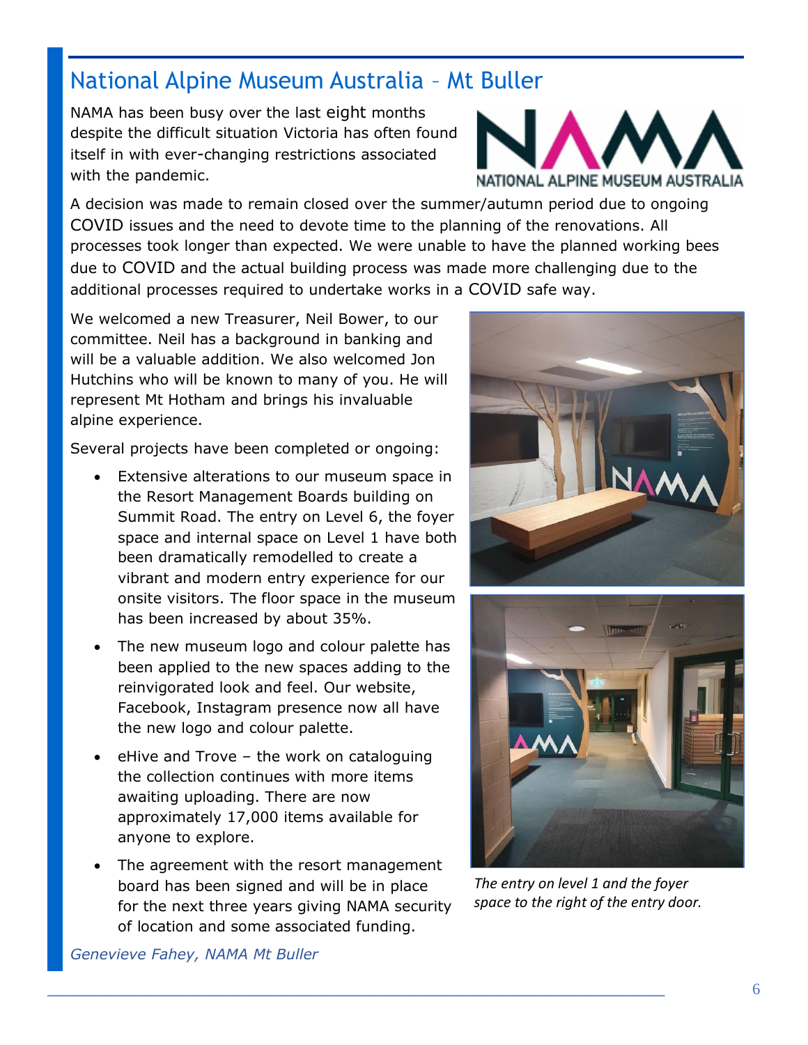## National Alpine Museum Australia – Mt Buller

NAMA has been busy over the last eight months despite the difficult situation Victoria has often found itself in with ever-changing restrictions associated with the pandemic.

A decision was made to remain closed over the summer/autumn period due to ongoing COVID issues and the need to devote time to the planning of the renovations. All processes took longer than expected. We were unable to have the planned working bees due to COVID and the actual building process was made more challenging due to the additional processes required to undertake works in a COVID safe way.

We welcomed a new Treasurer, Neil Bower, to our committee. Neil has a background in banking and will be a valuable addition. We also welcomed Jon Hutchins who will be known to many of you. He will represent Mt Hotham and brings his invaluable alpine experience.

Several projects have been completed or ongoing:

- Extensive alterations to our museum space in the Resort Management Boards building on Summit Road. The entry on Level 6, the foyer space and internal space on Level 1 have both been dramatically remodelled to create a vibrant and modern entry experience for our onsite visitors. The floor space in the museum has been increased by about 35%.
- The new museum logo and colour palette has been applied to the new spaces adding to the reinvigorated look and feel. Our website, Facebook, Instagram presence now all have the new logo and colour palette.
- eHive and Trove – the work on cataloguing the collection continues with more items awaiting uploading. There are now approximately 17,000 items available for anyone to explore.
- The agreement with the resort management board has been signed and will be in place for the next three years giving NAMA security of location and some associated funding.

*The entry on level 1 and the foyer space to the right of the entry door.*

*Genevieve Fahey, NAMA Mt Buller*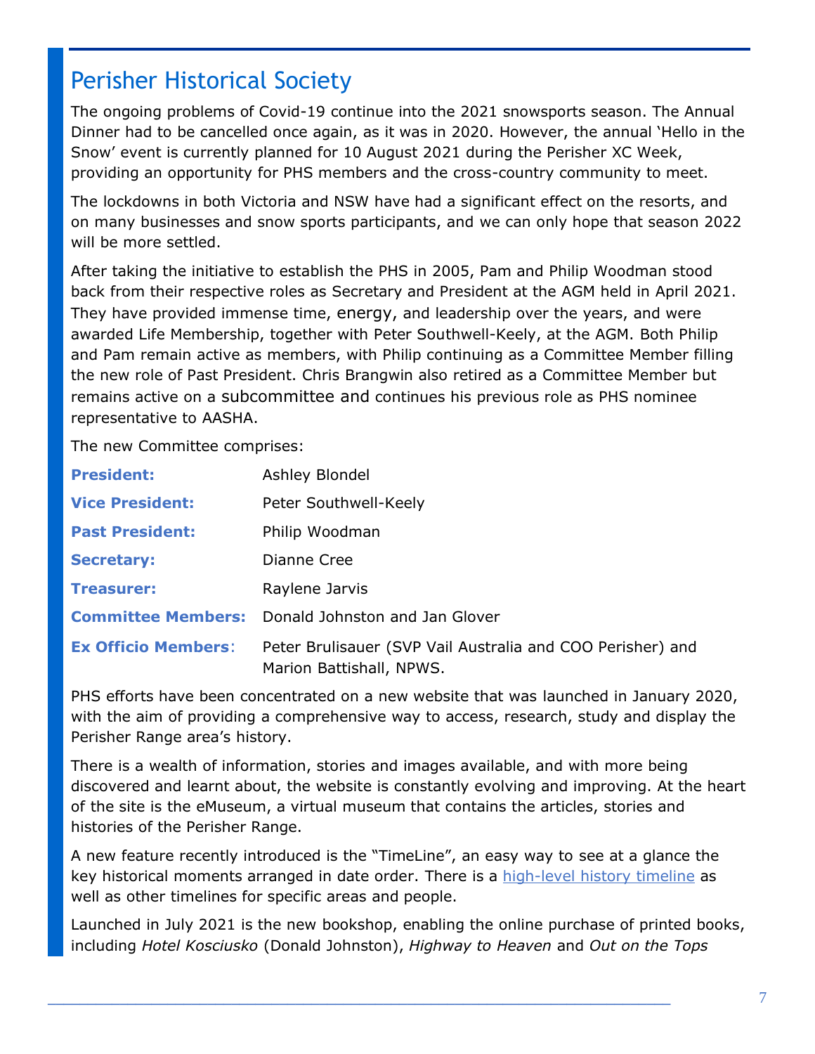## Perisher Historical Society

The ongoing problems of Covid-19 continue into the 2021 snowsports season. The Annual Dinner had to be cancelled once again, as it was in 2020. However, the annual 'Hello in the Snow' event is currently planned for 10 August 2021 during the Perisher XC Week, providing an opportunity for PHS members and the cross-country community to meet.

The lockdowns in both Victoria and NSW have had a significant effect on the resorts, and on many businesses and snow sports participants, and we can only hope that season 2022 will be more settled.

After taking the initiative to establish the PHS in 2005, Pam and Philip Woodman stood back from their respective roles as Secretary and President at the AGM held in April 2021. They have provided immense time, energy, and leadership over the years, and were awarded Life Membership, together with Peter Southwell-Keely, at the AGM. Both Philip and Pam remain active as members, with Philip continuing as a Committee Member filling the new role of Past President. Chris Brangwin also retired as a Committee Member but remains active on a subcommittee and continues his previous role as PHS nominee representative to AASHA.

The new Committee comprises:

| | |
|---|---|
| **President:** | Ashley Blondel |
| **Vice President:** | Peter Southwell-Keely |
| **Past President:** | Philip Woodman |
| **Secretary:** | Dianne Cree |
| **Treasurer:** | Raylene Jarvis |
| **Committee Members:** | Donald Johnston and Jan Glover |
| **Ex Officio Members:** | Peter Brulisauer (SVP Vail Australia and COO Perisher) and Marion Battishall, NPWS. |

PHS efforts have been concentrated on a new website that was launched in January 2020, with the aim of providing a comprehensive way to access, research, study and display the Perisher Range area's history.

There is a wealth of information, stories and images available, and with more being discovered and learnt about, the website is constantly evolving and improving. At the heart of the site is the eMuseum, a virtual museum that contains the articles, stories and histories of the Perisher Range.

A new feature recently introduced is the "TimeLine", an easy way to see at a glance the key historical moments arranged in date order. There is a high-level history timeline as well as other timelines for specific areas and people.

Launched in July 2021 is the new bookshop, enabling the online purchase of printed books, including *Hotel Kosciusko* (Donald Johnston), *Highway to Heaven* and *Out on the Tops*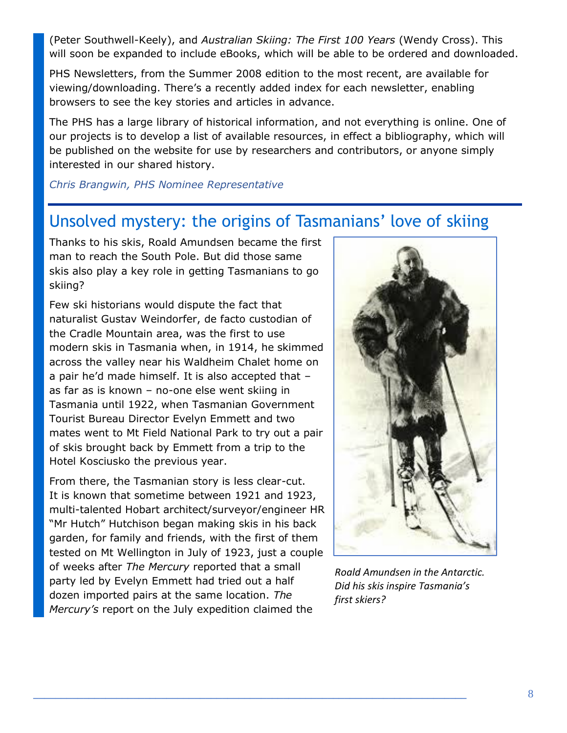(Peter Southwell-Keely), and *Australian Skiing: The First 100 Years* (Wendy Cross). This will soon be expanded to include eBooks, which will be able to be ordered and downloaded.

PHS Newsletters, from the Summer 2008 edition to the most recent, are available for viewing/downloading. There's a recently added index for each newsletter, enabling browsers to see the key stories and articles in advance.

The PHS has a large library of historical information, and not everything is online. One of our projects is to develop a list of available resources, in effect a bibliography, which will be published on the website for use by researchers and contributors, or anyone simply interested in our shared history.

*Chris Brangwin, PHS Nominee Representative*

## Unsolved mystery: the origins of Tasmanians' love of skiing

Thanks to his skis, Roald Amundsen became the first man to reach the South Pole. But did those same skis also play a key role in getting Tasmanians to go skiing?

Few ski historians would dispute the fact that naturalist Gustav Weindorfer, de facto custodian of the Cradle Mountain area, was the first to use modern skis in Tasmania when, in 1914, he skimmed across the valley near his Waldheim Chalet home on a pair he'd made himself. It is also accepted that – as far as is known – no-one else went skiing in Tasmania until 1922, when Tasmanian Government Tourist Bureau Director Evelyn Emmett and two mates went to Mt Field National Park to try out a pair of skis brought back by Emmett from a trip to the Hotel Kosciusko the previous year.

From there, the Tasmanian story is less clear-cut. It is known that sometime between 1921 and 1923, multi-talented Hobart architect/surveyor/engineer HR "Mr Hutch" Hutchison began making skis in his back garden, for family and friends, with the first of them tested on Mt Wellington in July of 1923, just a couple of weeks after *The Mercury* reported that a small party led by Evelyn Emmett had tried out a half dozen imported pairs at the same location. *The Mercury's* report on the July expedition claimed the

*Roald Amundsen in the Antarctic. Did his skis inspire Tasmania's first skiers?*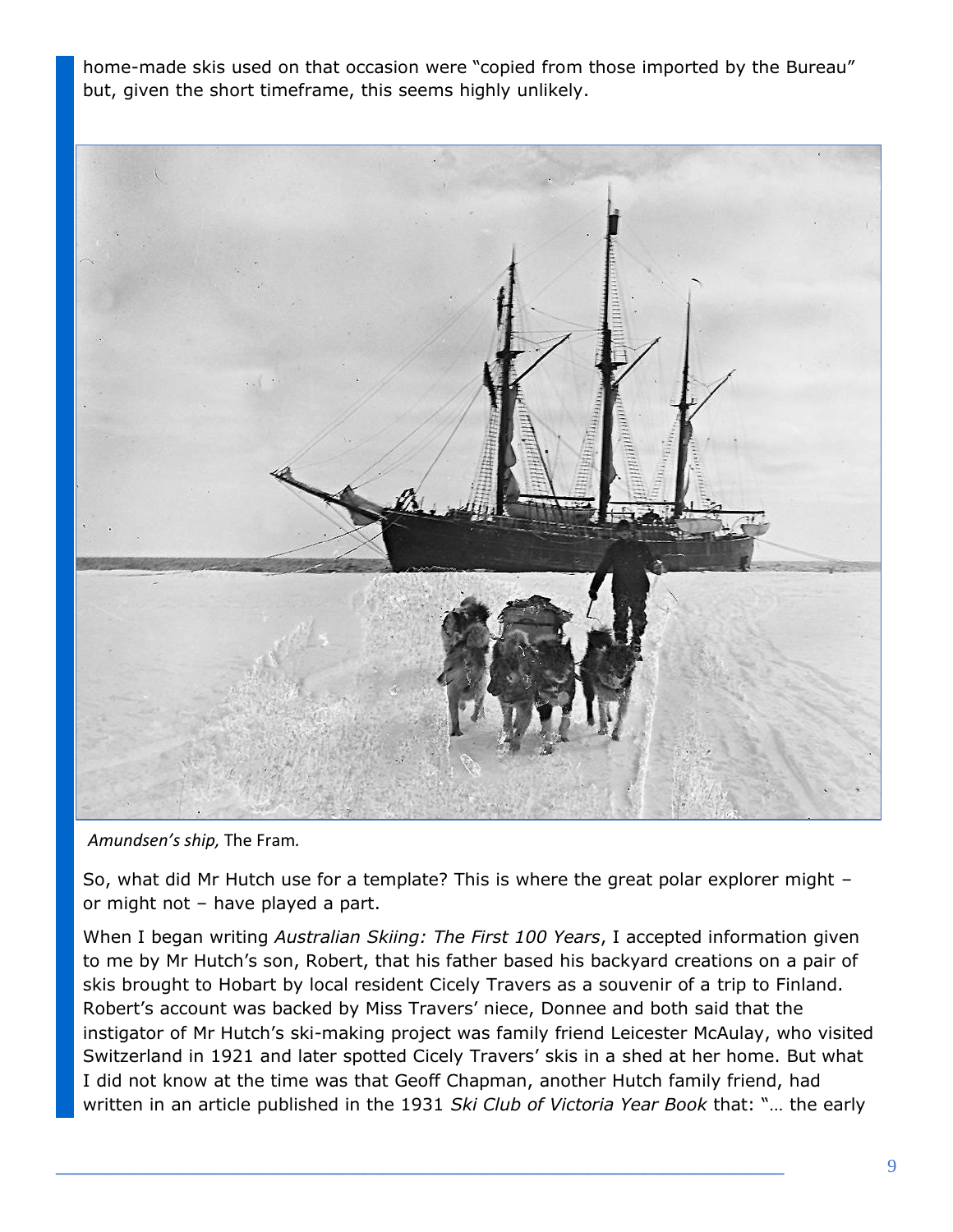home-made skis used on that occasion were "copied from those imported by the Bureau" but, given the short timeframe, this seems highly unlikely.

*Amundsen's ship,* The Fram.

So, what did Mr Hutch use for a template? This is where the great polar explorer might – or might not – have played a part.

When I began writing *Australian Skiing: The First 100 Years*, I accepted information given to me by Mr Hutch's son, Robert, that his father based his backyard creations on a pair of skis brought to Hobart by local resident Cicely Travers as a souvenir of a trip to Finland. Robert's account was backed by Miss Travers' niece, Donnee and both said that the instigator of Mr Hutch's ski-making project was family friend Leicester McAulay, who visited Switzerland in 1921 and later spotted Cicely Travers' skis in a shed at her home. But what I did not know at the time was that Geoff Chapman, another Hutch family friend, had written in an article published in the 1931 *Ski Club of Victoria Year Book* that: "… the early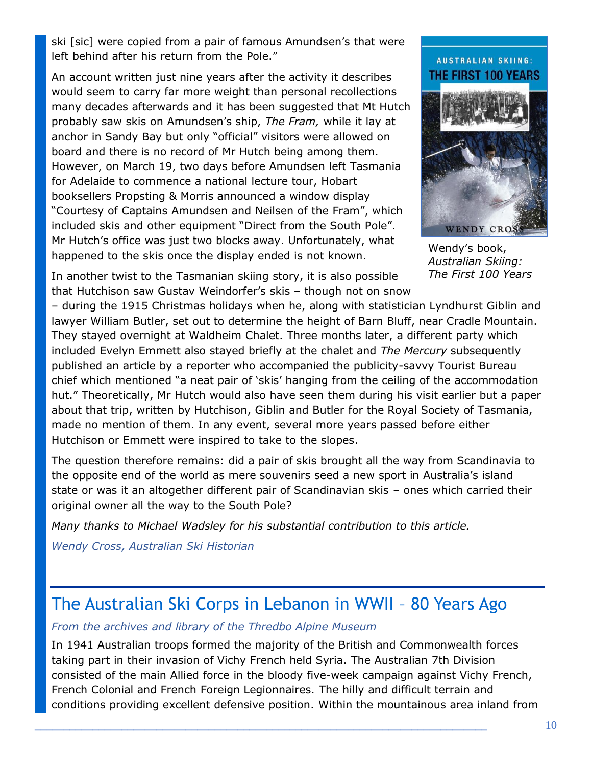ski [sic] were copied from a pair of famous Amundsen's that were left behind after his return from the Pole."

An account written just nine years after the activity it describes would seem to carry far more weight than personal recollections many decades afterwards and it has been suggested that Mt Hutch probably saw skis on Amundsen's ship, *The Fram,* while it lay at anchor in Sandy Bay but only "official" visitors were allowed on board and there is no record of Mr Hutch being among them. However, on March 19, two days before Amundsen left Tasmania for Adelaide to commence a national lecture tour, Hobart booksellers Propsting & Morris announced a window display "Courtesy of Captains Amundsen and Neilsen of the Fram", which included skis and other equipment "Direct from the South Pole". Mr Hutch's office was just two blocks away. Unfortunately, what happened to the skis once the display ended is not known.

Wendy's book, *Australian Skiing: The First 100 Years*

In another twist to the Tasmanian skiing story, it is also possible that Hutchison saw Gustav Weindorfer's skis – though not on snow – during the 1915 Christmas holidays when he, along with statistician Lyndhurst Giblin and lawyer William Butler, set out to determine the height of Barn Bluff, near Cradle Mountain. They stayed overnight at Waldheim Chalet. Three months later, a different party which included Evelyn Emmett also stayed briefly at the chalet and *The Mercury* subsequently published an article by a reporter who accompanied the publicity-savvy Tourist Bureau chief which mentioned "a neat pair of 'skis' hanging from the ceiling of the accommodation hut." Theoretically, Mr Hutch would also have seen them during his visit earlier but a paper about that trip, written by Hutchison, Giblin and Butler for the Royal Society of Tasmania, made no mention of them. In any event, several more years passed before either Hutchison or Emmett were inspired to take to the slopes.

The question therefore remains: did a pair of skis brought all the way from Scandinavia to the opposite end of the world as mere souvenirs seed a new sport in Australia's island state or was it an altogether different pair of Scandinavian skis – ones which carried their original owner all the way to the South Pole?

*Many thanks to Michael Wadsley for his substantial contribution to this article.*

*Wendy Cross, Australian Ski Historian*

## The Australian Ski Corps in Lebanon in WWII – 80 Years Ago

*From the archives and library of the Thredbo Alpine Museum*

In 1941 Australian troops formed the majority of the British and Commonwealth forces taking part in their invasion of Vichy French held Syria. The Australian 7th Division consisted of the main Allied force in the bloody five-week campaign against Vichy French, French Colonial and French Foreign Legionnaires. The hilly and difficult terrain and conditions providing excellent defensive position. Within the mountainous area inland from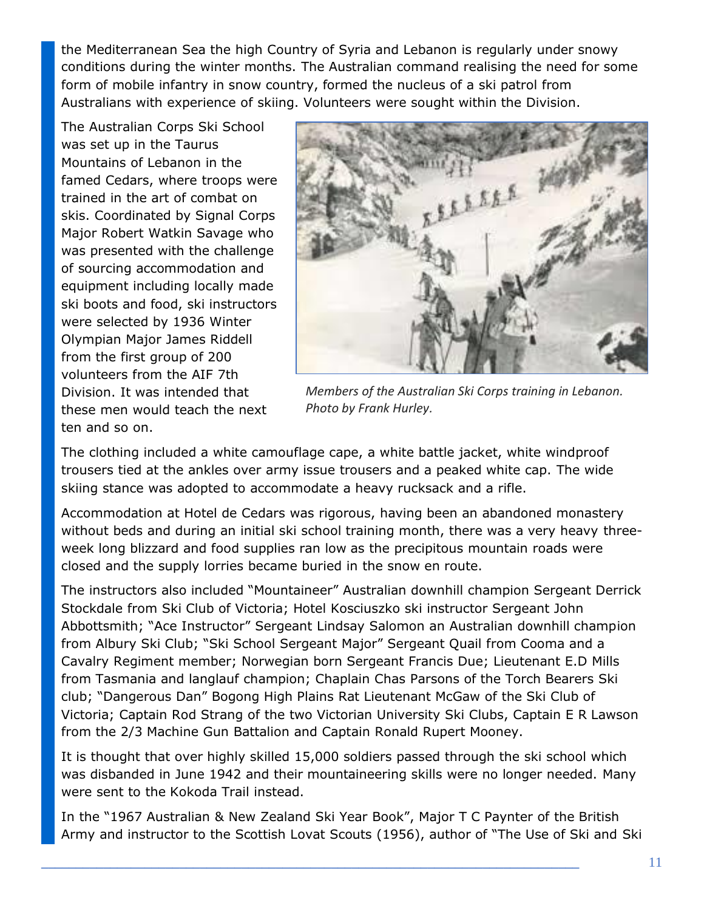the Mediterranean Sea the high Country of Syria and Lebanon is regularly under snowy conditions during the winter months. The Australian command realising the need for some form of mobile infantry in snow country, formed the nucleus of a ski patrol from Australians with experience of skiing. Volunteers were sought within the Division.

The Australian Corps Ski School was set up in the Taurus Mountains of Lebanon in the famed Cedars, where troops were trained in the art of combat on skis. Coordinated by Signal Corps Major Robert Watkin Savage who was presented with the challenge of sourcing accommodation and equipment including locally made ski boots and food, ski instructors were selected by 1936 Winter Olympian Major James Riddell from the first group of 200 volunteers from the AIF 7th Division. It was intended that these men would teach the next ten and so on.

*Members of the Australian Ski Corps training in Lebanon. Photo by Frank Hurley.*

The clothing included a white camouflage cape, a white battle jacket, white windproof trousers tied at the ankles over army issue trousers and a peaked white cap. The wide skiing stance was adopted to accommodate a heavy rucksack and a rifle.

Accommodation at Hotel de Cedars was rigorous, having been an abandoned monastery without beds and during an initial ski school training month, there was a very heavy three-week long blizzard and food supplies ran low as the precipitous mountain roads were closed and the supply lorries became buried in the snow en route.

The instructors also included "Mountaineer" Australian downhill champion Sergeant Derrick Stockdale from Ski Club of Victoria; Hotel Kosciuszko ski instructor Sergeant John Abbottsmith; "Ace Instructor" Sergeant Lindsay Salomon an Australian downhill champion from Albury Ski Club; "Ski School Sergeant Major" Sergeant Quail from Cooma and a Cavalry Regiment member; Norwegian born Sergeant Francis Due; Lieutenant E.D Mills from Tasmania and langlauf champion; Chaplain Chas Parsons of the Torch Bearers Ski club; "Dangerous Dan" Bogong High Plains Rat Lieutenant McGaw of the Ski Club of Victoria; Captain Rod Strang of the two Victorian University Ski Clubs, Captain E R Lawson from the 2/3 Machine Gun Battalion and Captain Ronald Rupert Mooney.

It is thought that over highly skilled 15,000 soldiers passed through the ski school which was disbanded in June 1942 and their mountaineering skills were no longer needed. Many were sent to the Kokoda Trail instead.

In the "1967 Australian & New Zealand Ski Year Book", Major T C Paynter of the British Army and instructor to the Scottish Lovat Scouts (1956), author of "The Use of Ski and Ski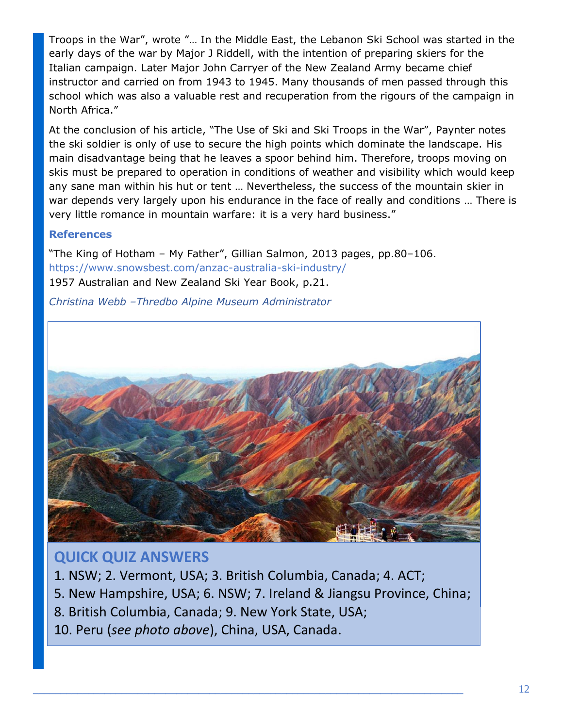Troops in the War", wrote "… In the Middle East, the Lebanon Ski School was started in the early days of the war by Major J Riddell, with the intention of preparing skiers for the Italian campaign. Later Major John Carryer of the New Zealand Army became chief instructor and carried on from 1943 to 1945. Many thousands of men passed through this school which was also a valuable rest and recuperation from the rigours of the campaign in North Africa."

At the conclusion of his article, "The Use of Ski and Ski Troops in the War", Paynter notes the ski soldier is only of use to secure the high points which dominate the landscape. His main disadvantage being that he leaves a spoor behind him. Therefore, troops moving on skis must be prepared to operation in conditions of weather and visibility which would keep any sane man within his hut or tent … Nevertheless, the success of the mountain skier in war depends very largely upon his endurance in the face of really and conditions … There is very little romance in mountain warfare: it is a very hard business."

**References**

"The King of Hotham – My Father", Gillian Salmon, 2013 pages, pp.80–106.
https://www.snowsbest.com/anzac-australia-ski-industry/
1957 Australian and New Zealand Ski Year Book, p.21.

*Christina Webb –Thredbo Alpine Museum Administrator*

## QUICK QUIZ ANSWERS

1. NSW; 2. Vermont, USA; 3. British Columbia, Canada; 4. ACT;
5. New Hampshire, USA; 6. NSW; 7. Ireland & Jiangsu Province, China;
8. British Columbia, Canada; 9. New York State, USA;
10. Peru (*see photo above*), China, USA, Canada.